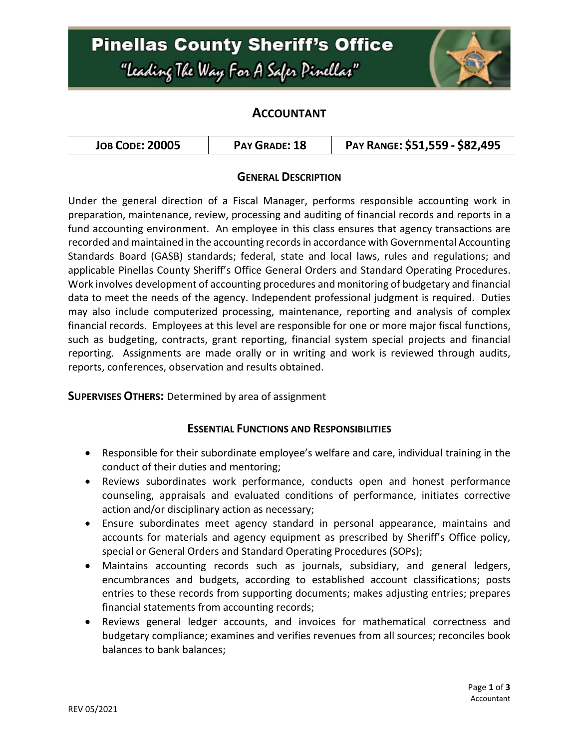# Pinellas County Sheriff's Office

*"Leading The Way For A Safer Pinellas"*

## ACCOUNTANT

| JOB CODE: 20005 | PAY GRADE: 18 | PAY RANGE: $51,559 - $82,495 |
|---|---|---|

### GENERAL DESCRIPTION

Under the general direction of a Fiscal Manager, performs responsible accounting work in preparation, maintenance, review, processing and auditing of financial records and reports in a fund accounting environment. An employee in this class ensures that agency transactions are recorded and maintained in the accounting records in accordance with Governmental Accounting Standards Board (GASB) standards; federal, state and local laws, rules and regulations; and applicable Pinellas County Sheriff's Office General Orders and Standard Operating Procedures. Work involves development of accounting procedures and monitoring of budgetary and financial data to meet the needs of the agency. Independent professional judgment is required. Duties may also include computerized processing, maintenance, reporting and analysis of complex financial records. Employees at this level are responsible for one or more major fiscal functions, such as budgeting, contracts, grant reporting, financial system special projects and financial reporting. Assignments are made orally or in writing and work is reviewed through audits, reports, conferences, observation and results obtained.

**SUPERVISES OTHERS:** Determined by area of assignment

### ESSENTIAL FUNCTIONS AND RESPONSIBILITIES

- Responsible for their subordinate employee's welfare and care, individual training in the conduct of their duties and mentoring;
- Reviews subordinates work performance, conducts open and honest performance counseling, appraisals and evaluated conditions of performance, initiates corrective action and/or disciplinary action as necessary;
- Ensure subordinates meet agency standard in personal appearance, maintains and accounts for materials and agency equipment as prescribed by Sheriff's Office policy, special or General Orders and Standard Operating Procedures (SOPs);
- Maintains accounting records such as journals, subsidiary, and general ledgers, encumbrances and budgets, according to established account classifications; posts entries to these records from supporting documents; makes adjusting entries; prepares financial statements from accounting records;
- Reviews general ledger accounts, and invoices for mathematical correctness and budgetary compliance; examines and verifies revenues from all sources; reconciles book balances to bank balances;

REV 05/2021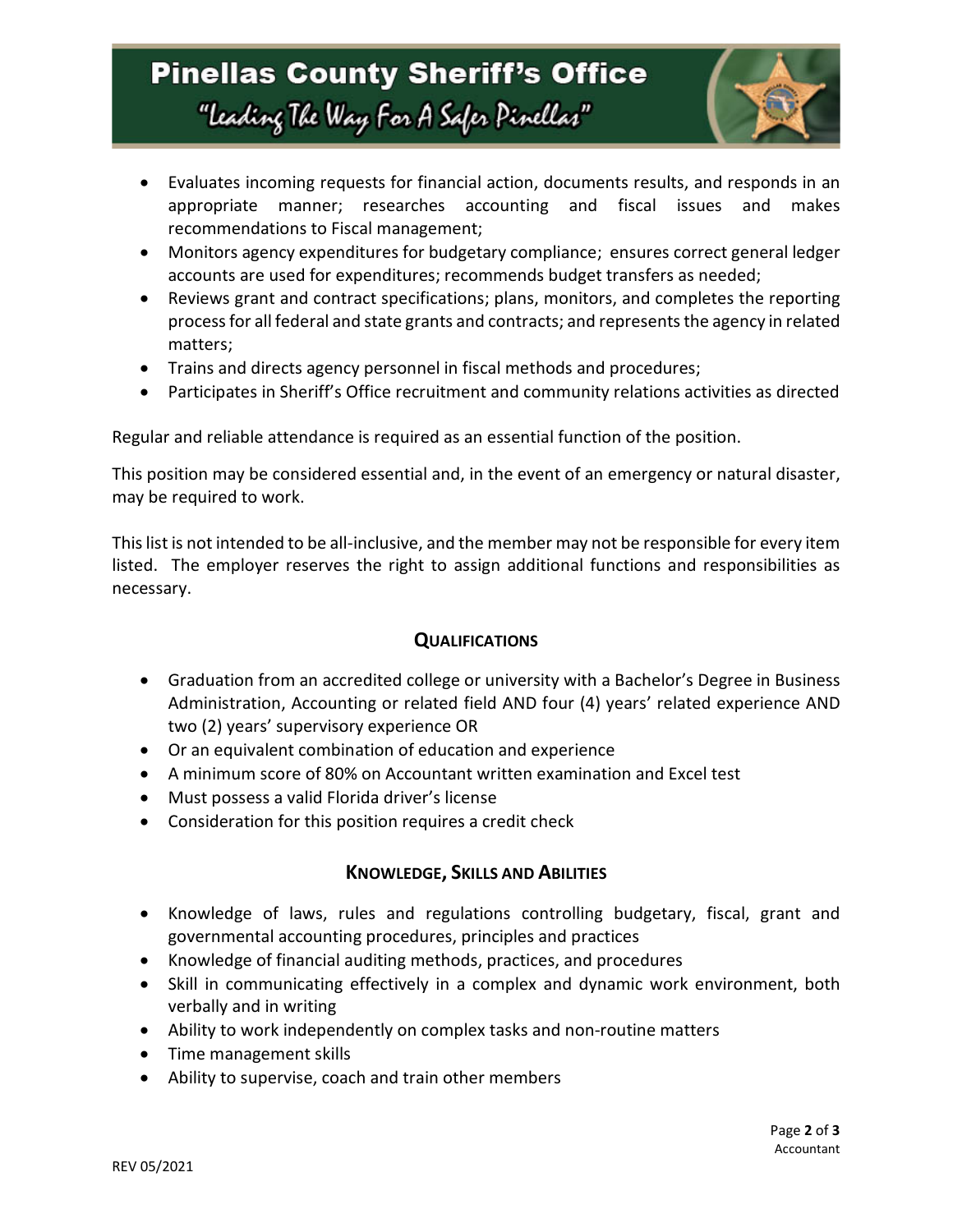- Evaluates incoming requests for financial action, documents results, and responds in an appropriate manner; researches accounting and fiscal issues and makes recommendations to Fiscal management;
- Monitors agency expenditures for budgetary compliance; ensures correct general ledger accounts are used for expenditures; recommends budget transfers as needed;
- Reviews grant and contract specifications; plans, monitors, and completes the reporting process for all federal and state grants and contracts; and represents the agency in related matters;
- Trains and directs agency personnel in fiscal methods and procedures;
- Participates in Sheriff's Office recruitment and community relations activities as directed

Regular and reliable attendance is required as an essential function of the position.

This position may be considered essential and, in the event of an emergency or natural disaster, may be required to work.

This list is not intended to be all-inclusive, and the member may not be responsible for every item listed. The employer reserves the right to assign additional functions and responsibilities as necessary.

## Qualifications

- Graduation from an accredited college or university with a Bachelor's Degree in Business Administration, Accounting or related field AND four (4) years' related experience AND two (2) years' supervisory experience OR
- Or an equivalent combination of education and experience
- A minimum score of 80% on Accountant written examination and Excel test
- Must possess a valid Florida driver's license
- Consideration for this position requires a credit check

## Knowledge, Skills and Abilities

- Knowledge of laws, rules and regulations controlling budgetary, fiscal, grant and governmental accounting procedures, principles and practices
- Knowledge of financial auditing methods, practices, and procedures
- Skill in communicating effectively in a complex and dynamic work environment, both verbally and in writing
- Ability to work independently on complex tasks and non-routine matters
- Time management skills
- Ability to supervise, coach and train other members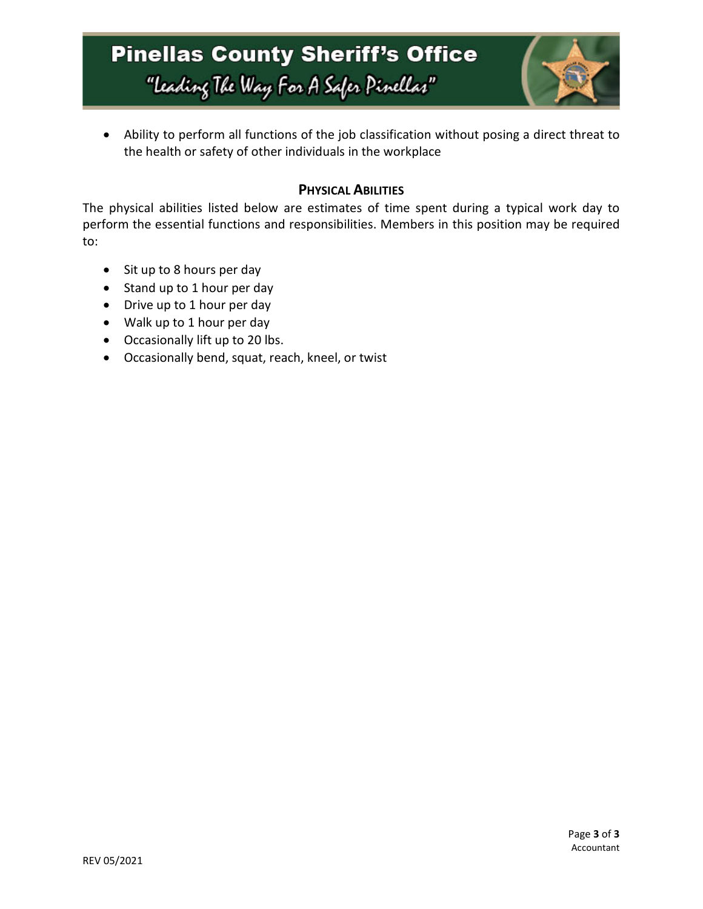- Ability to perform all functions of the job classification without posing a direct threat to the health or safety of other individuals in the workplace

## PHYSICAL ABILITIES

The physical abilities listed below are estimates of time spent during a typical work day to perform the essential functions and responsibilities. Members in this position may be required to:

- Sit up to 8 hours per day
- Stand up to 1 hour per day
- Drive up to 1 hour per day
- Walk up to 1 hour per day
- Occasionally lift up to 20 lbs.
- Occasionally bend, squat, reach, kneel, or twist